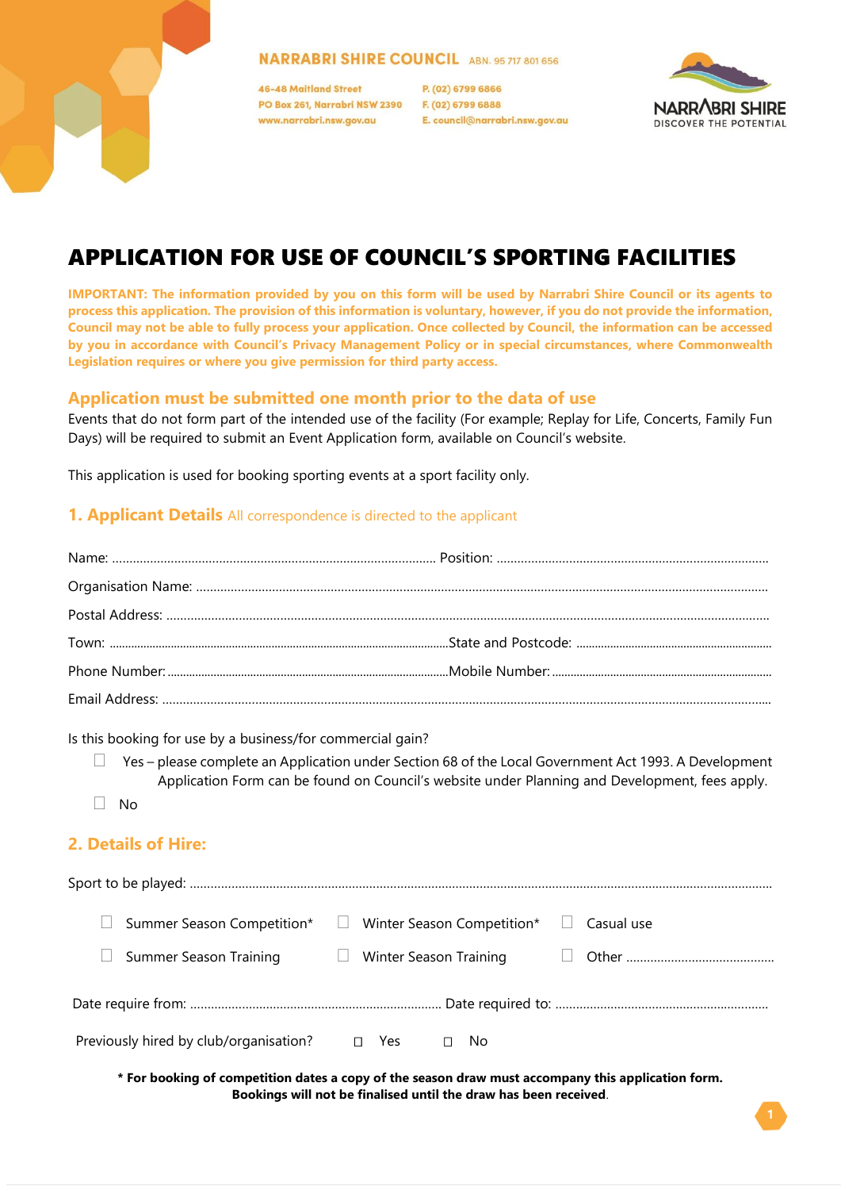**NARRABRI SHIRE COUNCIL** ABN. 95 717 801 656

46-48 Maitland Street
PO Box 261, Narrabri NSW 2390
www.narrabri.nsw.gov.au

P. (02) 6799 6866
F. (02) 6799 6888
E. council@narrabri.nsw.gov.au

NARRABRI SHIRE
DISCOVER THE POTENTIAL

# APPLICATION FOR USE OF COUNCIL'S SPORTING FACILITIES

**IMPORTANT: The information provided by you on this form will be used by Narrabri Shire Council or its agents to process this application. The provision of this information is voluntary, however, if you do not provide the information, Council may not be able to fully process your application. Once collected by Council, the information can be accessed by you in accordance with Council's Privacy Management Policy or in special circumstances, where Commonwealth Legislation requires or where you give permission for third party access.**

## Application must be submitted one month prior to the data of use

Events that do not form part of the intended use of the facility (For example; Replay for Life, Concerts, Family Fun Days) will be required to submit an Event Application form, available on Council's website.

This application is used for booking sporting events at a sport facility only.

## 1. Applicant Details All correspondence is directed to the applicant

Name: ........................................................................................ Position: ........................................................................

Organisation Name: ..................................................................................................................................................................

Postal Address: .......................................................................................................................................................................

Town: ..................................................................................................State and Postcode: ...................................................

Phone Number: .....................................................................................Mobile Number: .......................................................

Email Address: .........................................................................................................................................................................

Is this booking for use by a business/for commercial gain?

- ☐ Yes – please complete an Application under Section 68 of the Local Government Act 1993. A Development Application Form can be found on Council's website under Planning and Development, fees apply.
- ☐ No

## 2. Details of Hire:

Sport to be played: ....................................................................................................................................................................

☐ Summer Season Competition* ☐ Winter Season Competition* ☐ Casual use

☐ Summer Season Training ☐ Winter Season Training ☐ Other ..........................................

Date require from: ........................................................................ Date required to: .............................................................

Previously hired by club/organisation? ☐ Yes ☐ No

**\* For booking of competition dates a copy of the season draw must accompany this application form. Bookings will not be finalised until the draw has been received.**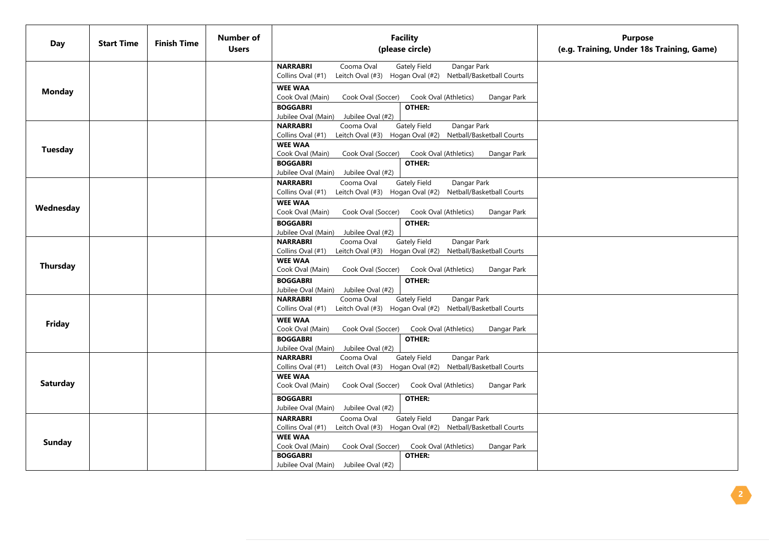| Day | Start Time | Finish Time | Number of Users | Facility (please circle) | Purpose (e.g. Training, Under 18s Training, Game) |
|---|---|---|---|---|---|
| Monday | | | | **NARRABRI** Cooma Oval Gately Field Dangar Park Collins Oval (#1) Leitch Oval (#3) Hogan Oval (#2) Netball/Basketball Courts<br>**WEE WAA** Cook Oval (Main) Cook Oval (Soccer) Cook Oval (Athletics) Dangar Park<br>**BOGGABRI** Jubilee Oval (Main) Jubilee Oval (#2)<br>**OTHER:** | |
| Tuesday | | | | **NARRABRI** Cooma Oval Gately Field Dangar Park Collins Oval (#1) Leitch Oval (#3) Hogan Oval (#2) Netball/Basketball Courts<br>**WEE WAA** Cook Oval (Main) Cook Oval (Soccer) Cook Oval (Athletics) Dangar Park<br>**BOGGABRI** Jubilee Oval (Main) Jubilee Oval (#2)<br>**OTHER:** | |
| Wednesday | | | | **NARRABRI** Cooma Oval Gately Field Dangar Park Collins Oval (#1) Leitch Oval (#3) Hogan Oval (#2) Netball/Basketball Courts<br>**WEE WAA** Cook Oval (Main) Cook Oval (Soccer) Cook Oval (Athletics) Dangar Park<br>**BOGGABRI** Jubilee Oval (Main) Jubilee Oval (#2)<br>**OTHER:** | |
| Thursday | | | | **NARRABRI** Cooma Oval Gately Field Dangar Park Collins Oval (#1) Leitch Oval (#3) Hogan Oval (#2) Netball/Basketball Courts<br>**WEE WAA** Cook Oval (Main) Cook Oval (Soccer) Cook Oval (Athletics) Dangar Park<br>**BOGGABRI** Jubilee Oval (Main) Jubilee Oval (#2)<br>**OTHER:** | |
| Friday | | | | **NARRABRI** Cooma Oval Gately Field Dangar Park Collins Oval (#1) Leitch Oval (#3) Hogan Oval (#2) Netball/Basketball Courts<br>**WEE WAA** Cook Oval (Main) Cook Oval (Soccer) Cook Oval (Athletics) Dangar Park<br>**BOGGABRI** Jubilee Oval (Main) Jubilee Oval (#2)<br>**OTHER:** | |
| Saturday | | | | **NARRABRI** Cooma Oval Gately Field Dangar Park Collins Oval (#1) Leitch Oval (#3) Hogan Oval (#2) Netball/Basketball Courts<br>**WEE WAA** Cook Oval (Main) Cook Oval (Soccer) Cook Oval (Athletics) Dangar Park<br>**BOGGABRI** Jubilee Oval (Main) Jubilee Oval (#2)<br>**OTHER:** | |
| Sunday | | | | **NARRABRI** Cooma Oval Gately Field Dangar Park Collins Oval (#1) Leitch Oval (#3) Hogan Oval (#2) Netball/Basketball Courts<br>**WEE WAA** Cook Oval (Main) Cook Oval (Soccer) Cook Oval (Athletics) Dangar Park<br>**BOGGABRI** Jubilee Oval (Main) Jubilee Oval (#2)<br>**OTHER:** | |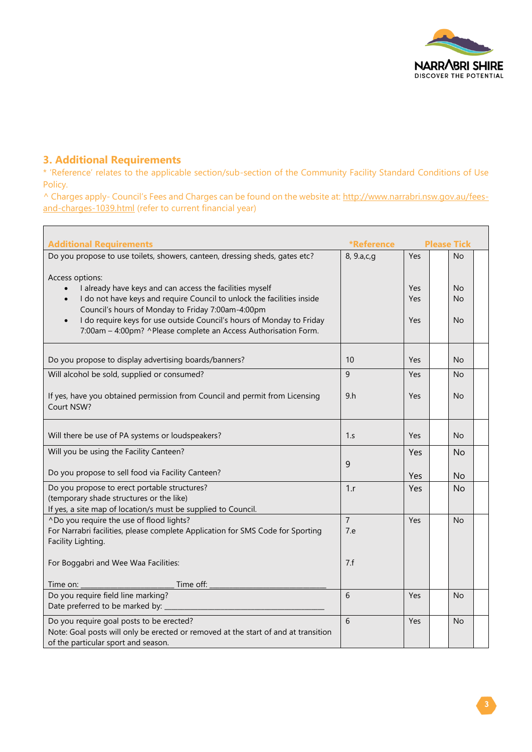## 3. Additional Requirements

* 'Reference' relates to the applicable section/sub-section of the Community Facility Standard Conditions of Use Policy.

^ Charges apply- Council's Fees and Charges can be found on the website at: http://www.narrabri.nsw.gov.au/fees-and-charges-1039.html (refer to current financial year)

| Additional Requirements | *Reference | Please Tick | | | |
|---|---|---|---|---|---|
| Do you propose to use toilets, showers, canteen, dressing sheds, gates etc?<br><br>Access options:<br>• I already have keys and can access the facilities myself<br>• I do not have keys and require Council to unlock the facilities inside Council's hours of Monday to Friday 7:00am-4:00pm<br>• I do require keys for use outside Council's hours of Monday to Friday 7:00am – 4:00pm? ^Please complete an Access Authorisation Form. | 8, 9.a,c,g | Yes<br><br><br>Yes<br>Yes<br><br>Yes | | No<br><br><br>No<br>No<br><br>No | |
| Do you propose to display advertising boards/banners? | 10 | Yes | | No | |
| Will alcohol be sold, supplied or consumed?<br><br>If yes, have you obtained permission from Council and permit from Licensing Court NSW? | 9<br><br>9.h | Yes<br><br>Yes | | No<br><br>No | |
| Will there be use of PA systems or loudspeakers? | 1.s | Yes | | No | |
| Will you be using the Facility Canteen?<br><br>Do you propose to sell food via Facility Canteen? | 9 | Yes<br><br>Yes | | No<br><br>No | |
| Do you propose to erect portable structures?<br>(temporary shade structures or the like)<br>If yes, a site map of location/s must be supplied to Council. | 1.r | Yes | | No | |
| ^Do you require the use of flood lights?<br>For Narrabri facilities, please complete Application for SMS Code for Sporting Facility Lighting.<br><br>For Boggabri and Wee Waa Facilities:<br><br>Time on: ______________________ Time off: ____________________________ | 7<br>7.e<br><br><br>7.f | Yes | | No | |
| Do you require field line marking?<br>Date preferred to be marked by: ______________________________________ | 6 | Yes | | No | |
| Do you require goal posts to be erected?<br>Note: Goal posts will only be erected or removed at the start of and at transition of the particular sport and season. | 6 | Yes | | No | |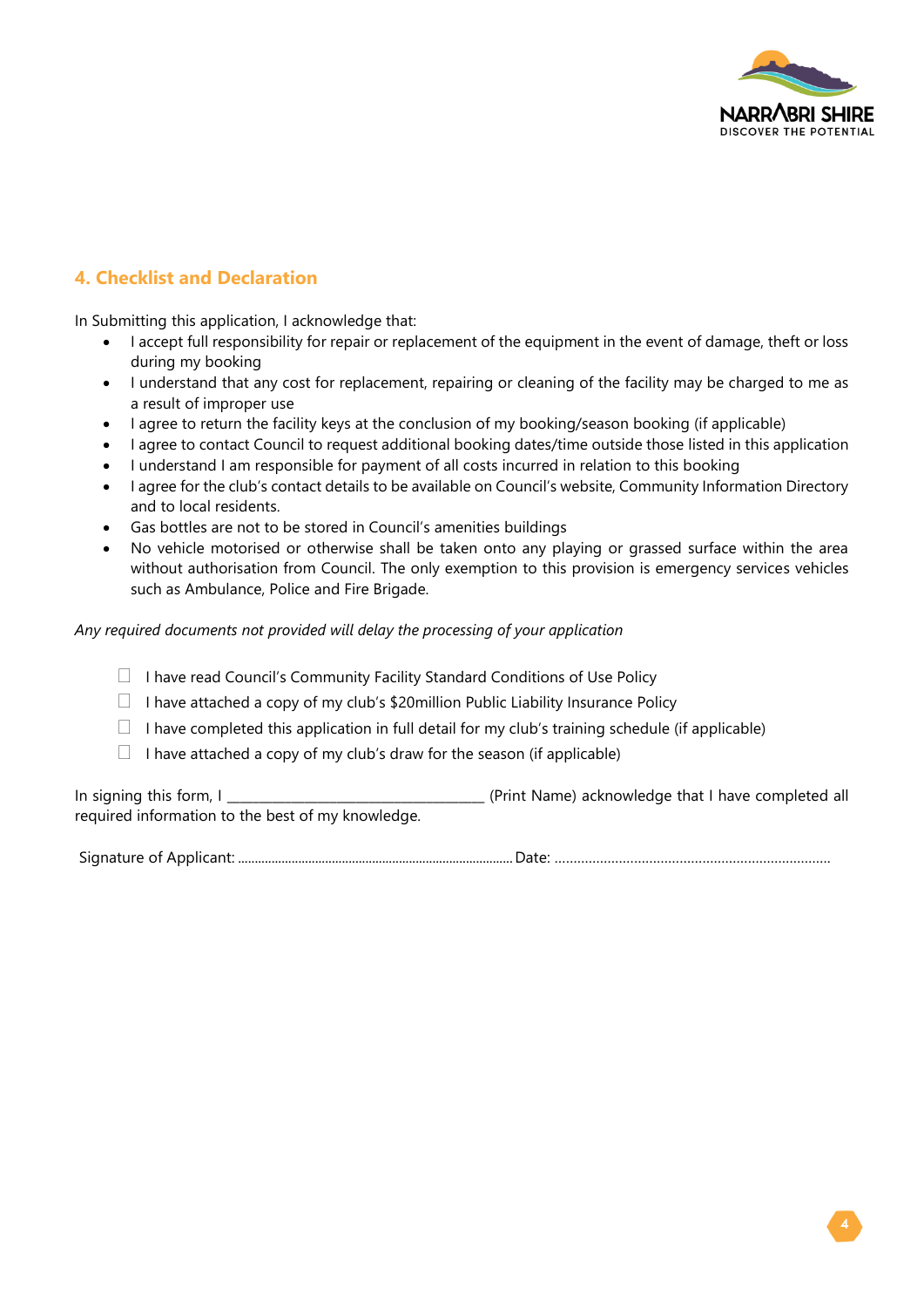## 4. Checklist and Declaration

In Submitting this application, I acknowledge that:

- I accept full responsibility for repair or replacement of the equipment in the event of damage, theft or loss during my booking
- I understand that any cost for replacement, repairing or cleaning of the facility may be charged to me as a result of improper use
- I agree to return the facility keys at the conclusion of my booking/season booking (if applicable)
- I agree to contact Council to request additional booking dates/time outside those listed in this application
- I understand I am responsible for payment of all costs incurred in relation to this booking
- I agree for the club's contact details to be available on Council's website, Community Information Directory and to local residents.
- Gas bottles are not to be stored in Council's amenities buildings
- No vehicle motorised or otherwise shall be taken onto any playing or grassed surface within the area without authorisation from Council. The only exemption to this provision is emergency services vehicles such as Ambulance, Police and Fire Brigade.

*Any required documents not provided will delay the processing of your application*

- ☐ I have read Council's Community Facility Standard Conditions of Use Policy
- ☐ I have attached a copy of my club's $20million Public Liability Insurance Policy
- ☐ I have completed this application in full detail for my club's training schedule (if applicable)
- ☐ I have attached a copy of my club's draw for the season (if applicable)

In signing this form, I ___________________________________ (Print Name) acknowledge that I have completed all required information to the best of my knowledge.

Signature of Applicant: ............................................................................ Date: ..........................................................................